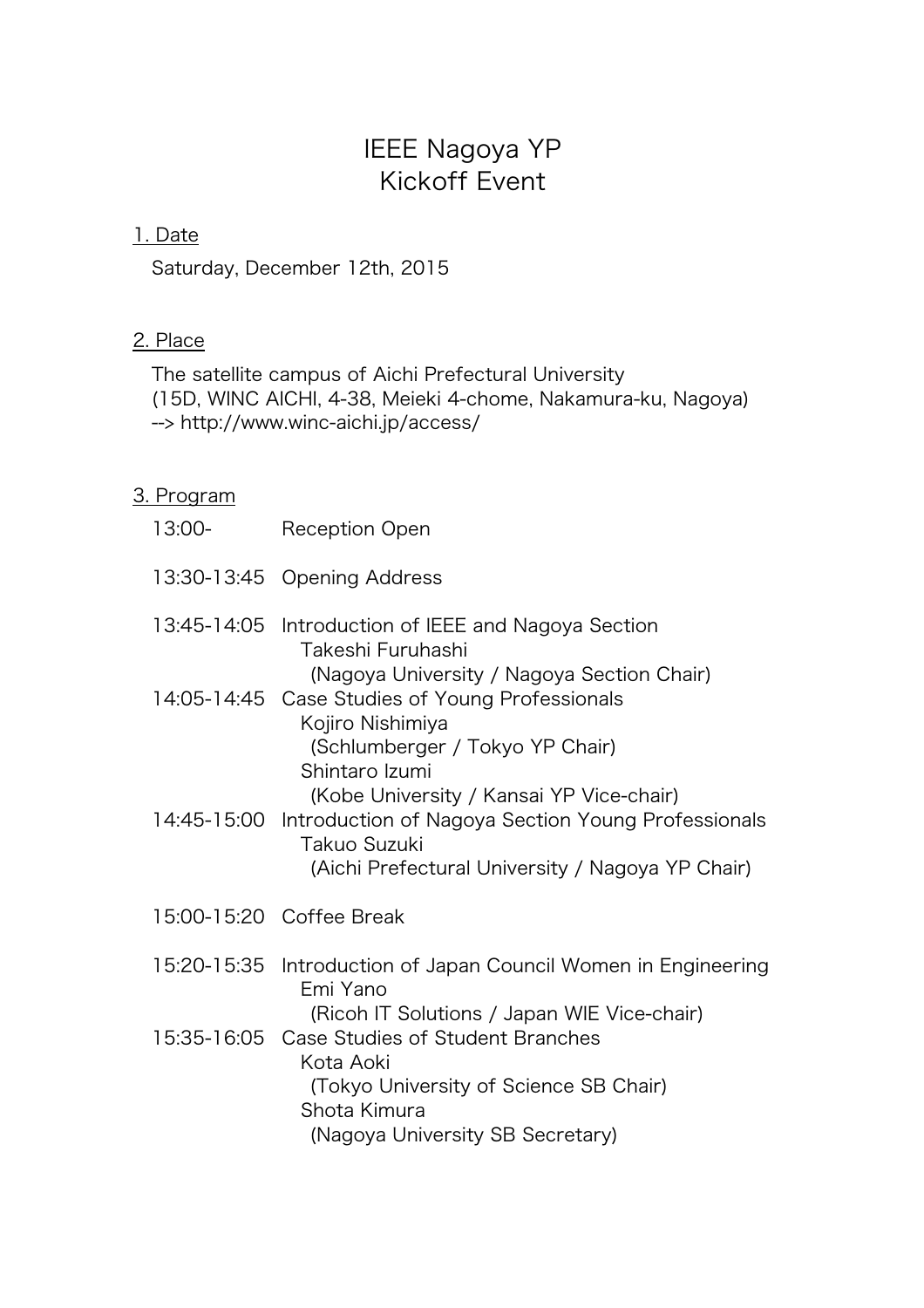# IEEE Nagoya YP
# Kickoff Event

## 1. Date

Saturday, December 12th, 2015

## 2. Place

The satellite campus of Aichi Prefectural University
(15D, WINC AICHI, 4-38, Meieki 4-chome, Nakamura-ku, Nagoya)
--> http://www.winc-aichi.jp/access/

## 3. Program

13:00- Reception Open

13:30-13:45 Opening Address

13:45-14:05 Introduction of IEEE and Nagoya Section
  Takeshi Furuhashi
   (Nagoya University / Nagoya Section Chair)

14:05-14:45 Case Studies of Young Professionals
  Kojiro Nishimiya
   (Schlumberger / Tokyo YP Chair)
  Shintaro Izumi
   (Kobe University / Kansai YP Vice-chair)

14:45-15:00 Introduction of Nagoya Section Young Professionals
  Takuo Suzuki
   (Aichi Prefectural University / Nagoya YP Chair)

15:00-15:20 Coffee Break

15:20-15:35 Introduction of Japan Council Women in Engineering
  Emi Yano
   (Ricoh IT Solutions / Japan WIE Vice-chair)

15:35-16:05 Case Studies of Student Branches
  Kota Aoki
   (Tokyo University of Science SB Chair)
  Shota Kimura
   (Nagoya University SB Secretary)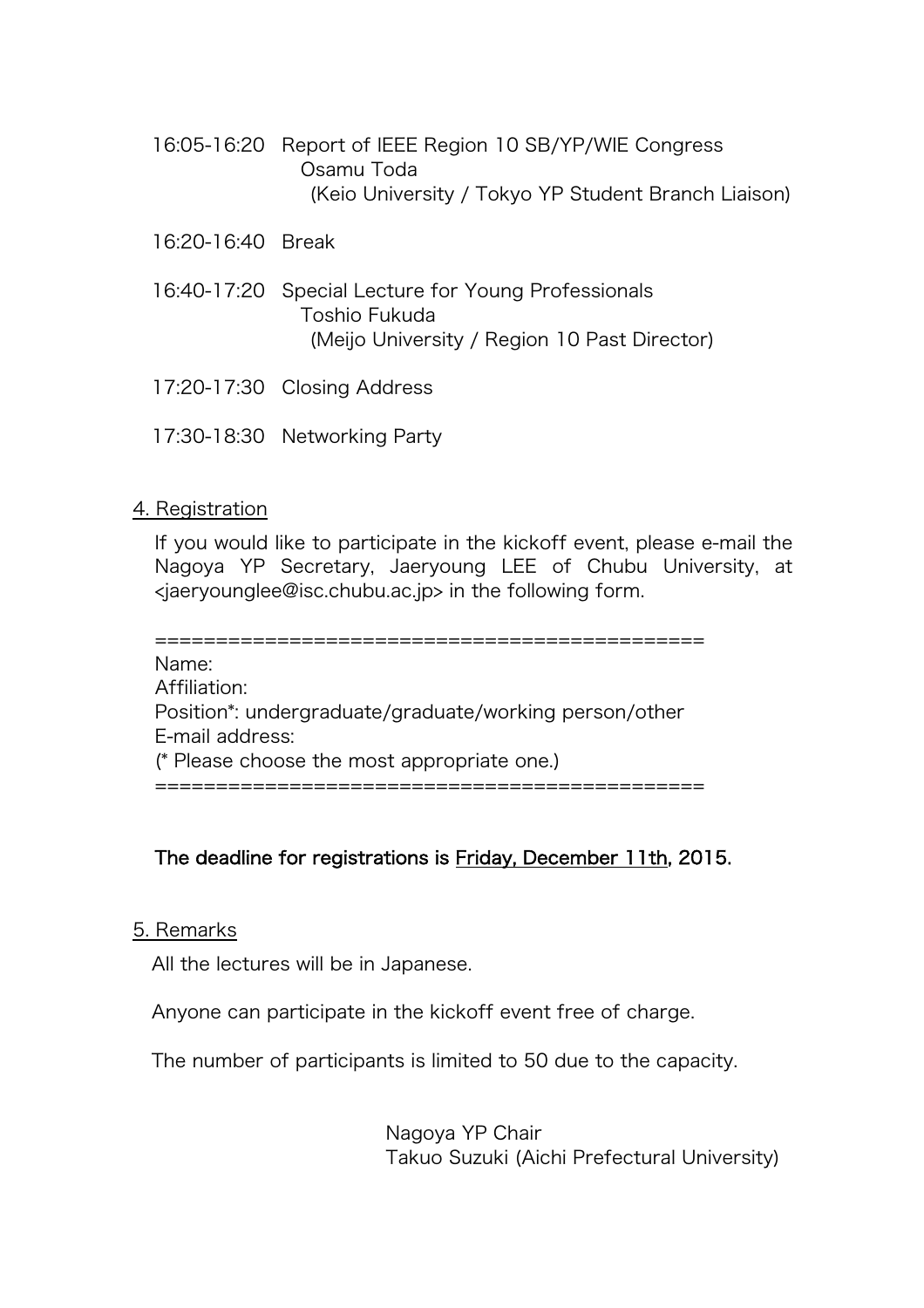16:05-16:20 Report of IEEE Region 10 SB/YP/WIE Congress
Osamu Toda
(Keio University / Tokyo YP Student Branch Liaison)

16:20-16:40 Break

16:40-17:20 Special Lecture for Young Professionals
Toshio Fukuda
(Meijo University / Region 10 Past Director)

17:20-17:30 Closing Address

17:30-18:30 Networking Party

## 4. Registration

If you would like to participate in the kickoff event, please e-mail the Nagoya YP Secretary, Jaeryoung LEE of Chubu University, at <jaeryounglee@isc.chubu.ac.jp> in the following form.

```
===============================================
Name:
Affiliation:
Position*: undergraduate/graduate/working person/other
E-mail address:
(* Please choose the most appropriate one.)
===============================================
```

**The deadline for registrations is Friday, December 11th, 2015.**

## 5. Remarks

All the lectures will be in Japanese.

Anyone can participate in the kickoff event free of charge.

The number of participants is limited to 50 due to the capacity.

Nagoya YP Chair
Takuo Suzuki (Aichi Prefectural University)